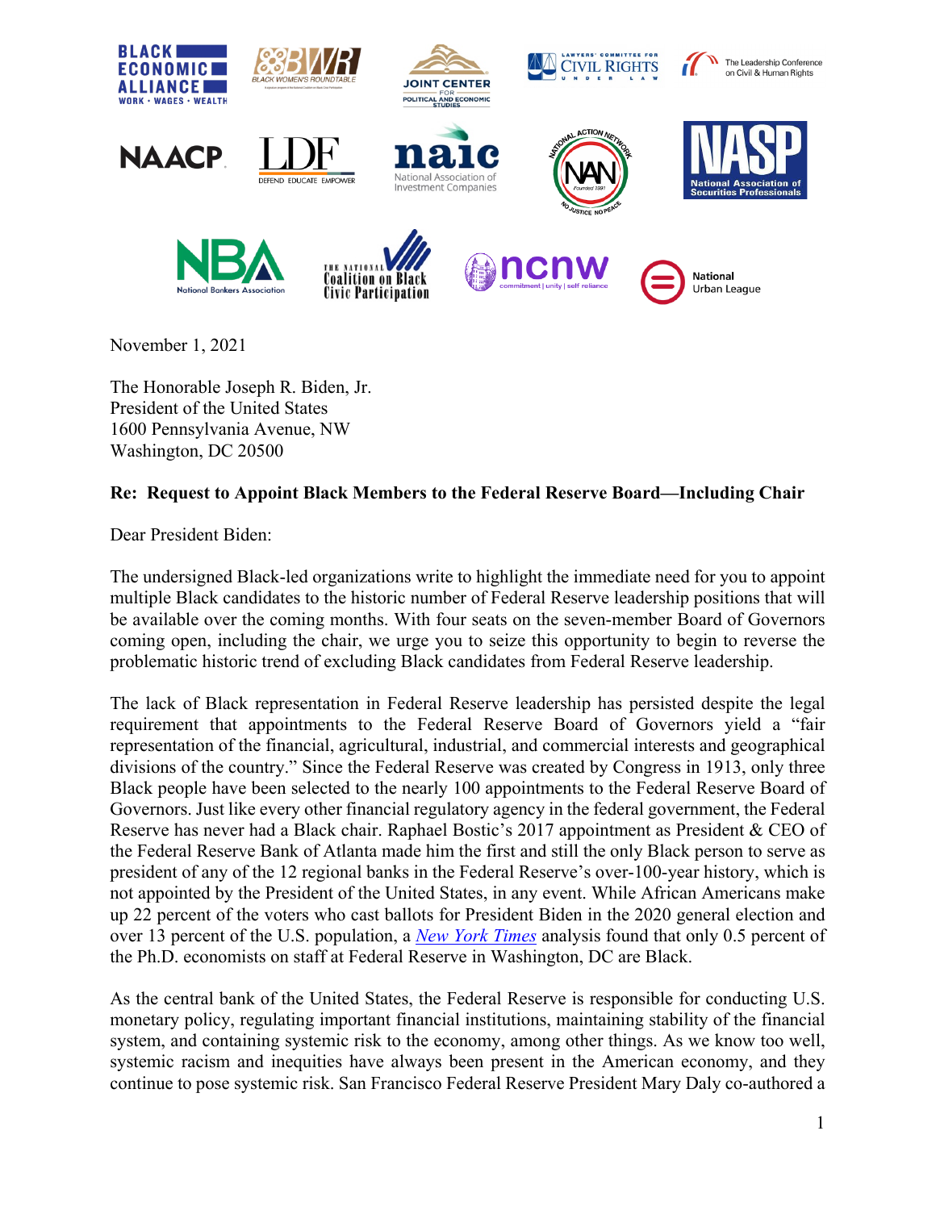November 1, 2021

The Honorable Joseph R. Biden, Jr.
President of the United States
1600 Pennsylvania Avenue, NW
Washington, DC 20500

**Re: Request to Appoint Black Members to the Federal Reserve Board—Including Chair**

Dear President Biden:

The undersigned Black-led organizations write to highlight the immediate need for you to appoint multiple Black candidates to the historic number of Federal Reserve leadership positions that will be available over the coming months. With four seats on the seven-member Board of Governors coming open, including the chair, we urge you to seize this opportunity to begin to reverse the problematic historic trend of excluding Black candidates from Federal Reserve leadership.

The lack of Black representation in Federal Reserve leadership has persisted despite the legal requirement that appointments to the Federal Reserve Board of Governors yield a "fair representation of the financial, agricultural, industrial, and commercial interests and geographical divisions of the country." Since the Federal Reserve was created by Congress in 1913, only three Black people have been selected to the nearly 100 appointments to the Federal Reserve Board of Governors. Just like every other financial regulatory agency in the federal government, the Federal Reserve has never had a Black chair. Raphael Bostic's 2017 appointment as President & CEO of the Federal Reserve Bank of Atlanta made him the first and still the only Black person to serve as president of any of the 12 regional banks in the Federal Reserve's over-100-year history, which is not appointed by the President of the United States, in any event. While African Americans make up 22 percent of the voters who cast ballots for President Biden in the 2020 general election and over 13 percent of the U.S. population, a *New York Times* analysis found that only 0.5 percent of the Ph.D. economists on staff at Federal Reserve in Washington, DC are Black.

As the central bank of the United States, the Federal Reserve is responsible for conducting U.S. monetary policy, regulating important financial institutions, maintaining stability of the financial system, and containing systemic risk to the economy, among other things. As we know too well, systemic racism and inequities have always been present in the American economy, and they continue to pose systemic risk. San Francisco Federal Reserve President Mary Daly co-authored a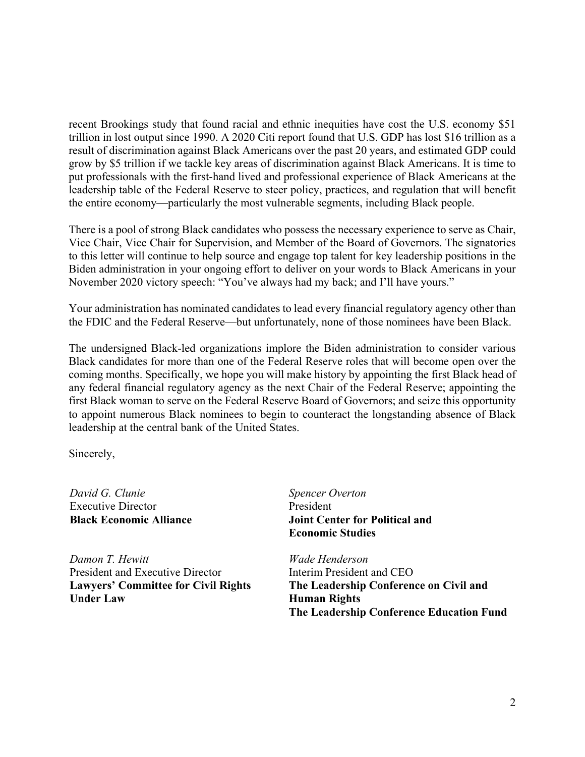recent Brookings study that found racial and ethnic inequities have cost the U.S. economy $51 trillion in lost output since 1990. A 2020 Citi report found that U.S. GDP has lost $16 trillion as a result of discrimination against Black Americans over the past 20 years, and estimated GDP could grow by $5 trillion if we tackle key areas of discrimination against Black Americans. It is time to put professionals with the first-hand lived and professional experience of Black Americans at the leadership table of the Federal Reserve to steer policy, practices, and regulation that will benefit the entire economy—particularly the most vulnerable segments, including Black people.

There is a pool of strong Black candidates who possess the necessary experience to serve as Chair, Vice Chair, Vice Chair for Supervision, and Member of the Board of Governors. The signatories to this letter will continue to help source and engage top talent for key leadership positions in the Biden administration in your ongoing effort to deliver on your words to Black Americans in your November 2020 victory speech: "You've always had my back; and I'll have yours."

Your administration has nominated candidates to lead every financial regulatory agency other than the FDIC and the Federal Reserve—but unfortunately, none of those nominees have been Black.

The undersigned Black-led organizations implore the Biden administration to consider various Black candidates for more than one of the Federal Reserve roles that will become open over the coming months. Specifically, we hope you will make history by appointing the first Black head of any federal financial regulatory agency as the next Chair of the Federal Reserve; appointing the first Black woman to serve on the Federal Reserve Board of Governors; and seize this opportunity to appoint numerous Black nominees to begin to counteract the longstanding absence of Black leadership at the central bank of the United States.

Sincerely,

*David G. Clunie*
Executive Director
**Black Economic Alliance**

*Spencer Overton*
President
**Joint Center for Political and Economic Studies**

*Damon T. Hewitt*
President and Executive Director
**Lawyers' Committee for Civil Rights Under Law**

*Wade Henderson*
Interim President and CEO
**The Leadership Conference on Civil and Human Rights**
**The Leadership Conference Education Fund**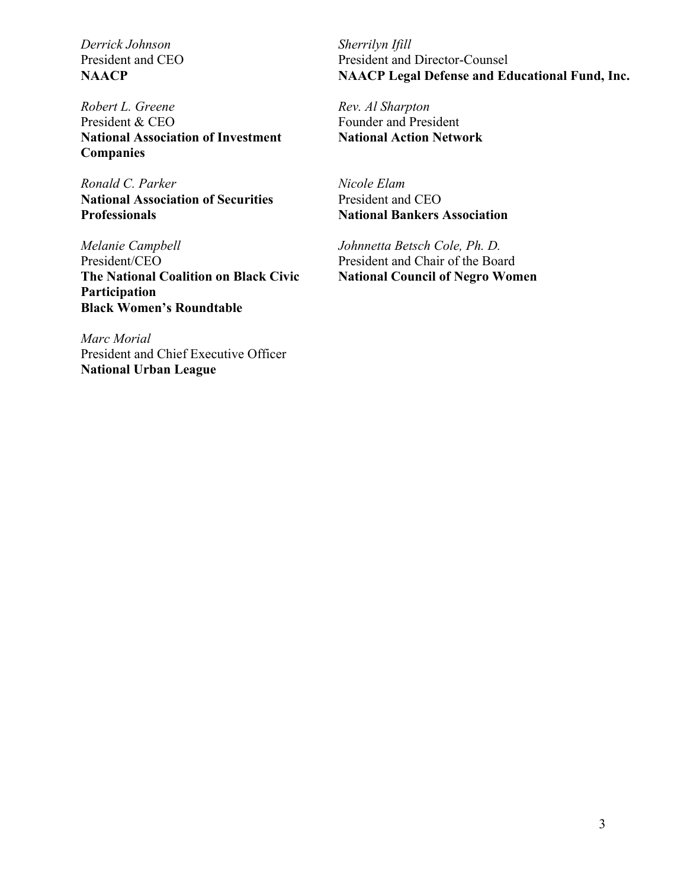*Derrick Johnson*
President and CEO
**NAACP**

*Sherrilyn Ifill*
President and Director-Counsel
**NAACP Legal Defense and Educational Fund, Inc.**

*Robert L. Greene*
President & CEO
**National Association of Investment Companies**

*Rev. Al Sharpton*
Founder and President
**National Action Network**

*Ronald C. Parker*
**National Association of Securities Professionals**

*Nicole Elam*
President and CEO
**National Bankers Association**

*Melanie Campbell*
President/CEO
**The National Coalition on Black Civic Participation**
**Black Women's Roundtable**

*Johnnetta Betsch Cole, Ph. D.*
President and Chair of the Board
**National Council of Negro Women**

*Marc Morial*
President and Chief Executive Officer
**National Urban League**